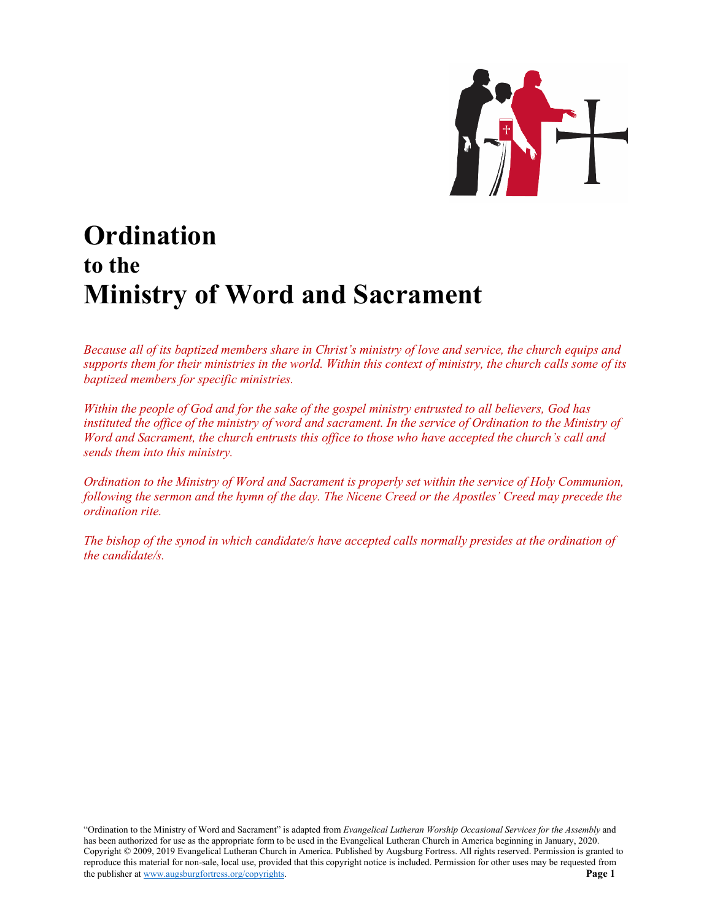# Ordination
## to the
# Ministry of Word and Sacrament

*Because all of its baptized members share in Christ's ministry of love and service, the church equips and supports them for their ministries in the world. Within this context of ministry, the church calls some of its baptized members for specific ministries.*

*Within the people of God and for the sake of the gospel ministry entrusted to all believers, God has instituted the office of the ministry of word and sacrament. In the service of Ordination to the Ministry of Word and Sacrament, the church entrusts this office to those who have accepted the church's call and sends them into this ministry.*

*Ordination to the Ministry of Word and Sacrament is properly set within the service of Holy Communion, following the sermon and the hymn of the day. The Nicene Creed or the Apostles' Creed may precede the ordination rite.*

*The bishop of the synod in which candidate/s have accepted calls normally presides at the ordination of the candidate/s.*

"Ordination to the Ministry of Word and Sacrament" is adapted from *Evangelical Lutheran Worship Occasional Services for the Assembly* and has been authorized for use as the appropriate form to be used in the Evangelical Lutheran Church in America beginning in January, 2020. Copyright © 2009, 2019 Evangelical Lutheran Church in America. Published by Augsburg Fortress. All rights reserved. Permission is granted to reproduce this material for non-sale, local use, provided that this copyright notice is included. Permission for other uses may be requested from the publisher at www.augsburgfortress.org/copyrights.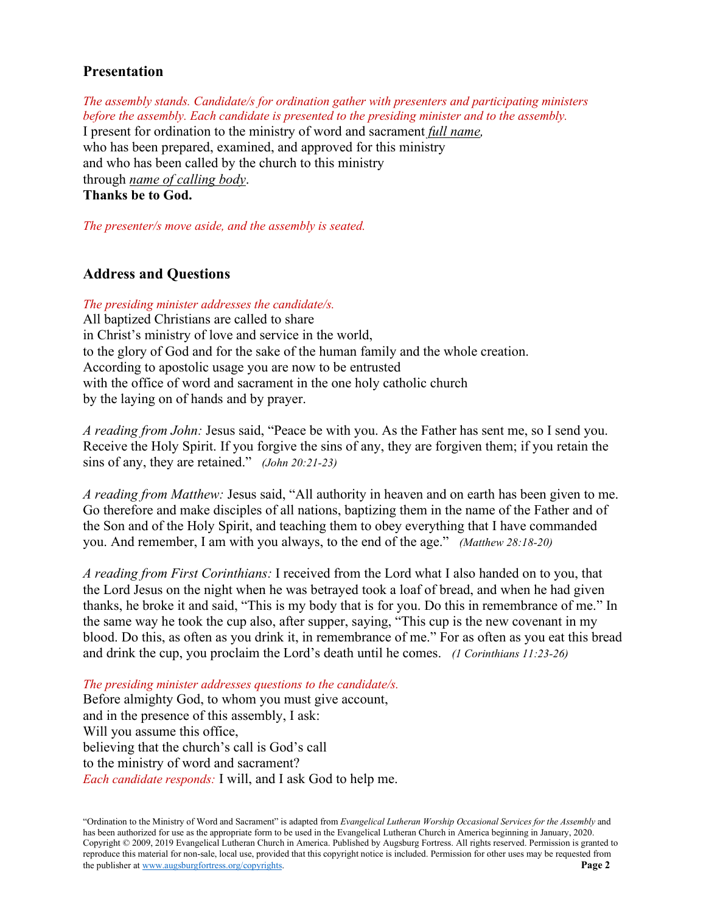## Presentation

*The assembly stands. Candidate/s for ordination gather with presenters and participating ministers before the assembly. Each candidate is presented to the presiding minister and to the assembly.*

I present for ordination to the ministry of word and sacrament *full name,*
who has been prepared, examined, and approved for this ministry
and who has been called by the church to this ministry
through *name of calling body*.
**Thanks be to God.**

*The presenter/s move aside, and the assembly is seated.*

## Address and Questions

*The presiding minister addresses the candidate/s.*

All baptized Christians are called to share
in Christ's ministry of love and service in the world,
to the glory of God and for the sake of the human family and the whole creation.
According to apostolic usage you are now to be entrusted
with the office of word and sacrament in the one holy catholic church
by the laying on of hands and by prayer.

*A reading from John:* Jesus said, "Peace be with you. As the Father has sent me, so I send you. Receive the Holy Spirit. If you forgive the sins of any, they are forgiven them; if you retain the sins of any, they are retained." *(John 20:21-23)*

*A reading from Matthew:* Jesus said, "All authority in heaven and on earth has been given to me. Go therefore and make disciples of all nations, baptizing them in the name of the Father and of the Son and of the Holy Spirit, and teaching them to obey everything that I have commanded you. And remember, I am with you always, to the end of the age." *(Matthew 28:18-20)*

*A reading from First Corinthians:* I received from the Lord what I also handed on to you, that the Lord Jesus on the night when he was betrayed took a loaf of bread, and when he had given thanks, he broke it and said, "This is my body that is for you. Do this in remembrance of me." In the same way he took the cup also, after supper, saying, "This cup is the new covenant in my blood. Do this, as often as you drink it, in remembrance of me." For as often as you eat this bread and drink the cup, you proclaim the Lord's death until he comes. *(1 Corinthians 11:23-26)*

*The presiding minister addresses questions to the candidate/s.*

Before almighty God, to whom you must give account,
and in the presence of this assembly, I ask:
Will you assume this office,
believing that the church's call is God's call
to the ministry of word and sacrament?
*Each candidate responds:* I will, and I ask God to help me.

"Ordination to the Ministry of Word and Sacrament" is adapted from *Evangelical Lutheran Worship Occasional Services for the Assembly* and has been authorized for use as the appropriate form to be used in the Evangelical Lutheran Church in America beginning in January, 2020. Copyright © 2009, 2019 Evangelical Lutheran Church in America. Published by Augsburg Fortress. All rights reserved. Permission is granted to reproduce this material for non-sale, local use, provided that this copyright notice is included. Permission for other uses may be requested from the publisher at www.augsburgfortress.org/copyrights.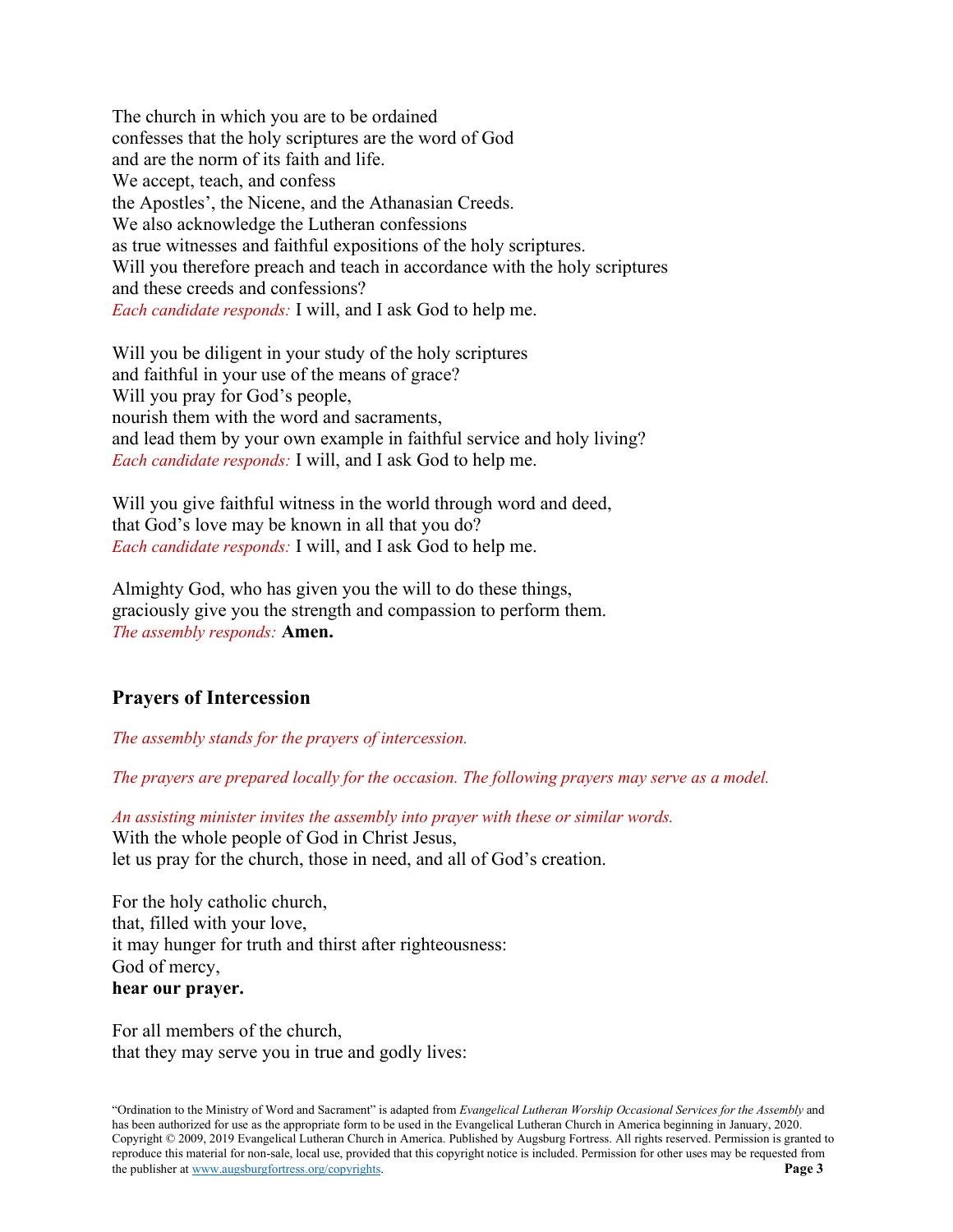The church in which you are to be ordained
confesses that the holy scriptures are the word of God
and are the norm of its faith and life.
We accept, teach, and confess
the Apostles', the Nicene, and the Athanasian Creeds.
We also acknowledge the Lutheran confessions
as true witnesses and faithful expositions of the holy scriptures.
Will you therefore preach and teach in accordance with the holy scriptures
and these creeds and confessions?
*Each candidate responds:* I will, and I ask God to help me.

Will you be diligent in your study of the holy scriptures
and faithful in your use of the means of grace?
Will you pray for God's people,
nourish them with the word and sacraments,
and lead them by your own example in faithful service and holy living?
*Each candidate responds:* I will, and I ask God to help me.

Will you give faithful witness in the world through word and deed,
that God's love may be known in all that you do?
*Each candidate responds:* I will, and I ask God to help me.

Almighty God, who has given you the will to do these things,
graciously give you the strength and compassion to perform them.
*The assembly responds:* **Amen.**

## Prayers of Intercession

*The assembly stands for the prayers of intercession.*

*The prayers are prepared locally for the occasion. The following prayers may serve as a model.*

*An assisting minister invites the assembly into prayer with these or similar words.*
With the whole people of God in Christ Jesus,
let us pray for the church, those in need, and all of God's creation.

For the holy catholic church,
that, filled with your love,
it may hunger for truth and thirst after righteousness:
God of mercy,
**hear our prayer.**

For all members of the church,
that they may serve you in true and godly lives:

"Ordination to the Ministry of Word and Sacrament" is adapted from *Evangelical Lutheran Worship Occasional Services for the Assembly* and has been authorized for use as the appropriate form to be used in the Evangelical Lutheran Church in America beginning in January, 2020. Copyright © 2009, 2019 Evangelical Lutheran Church in America. Published by Augsburg Fortress. All rights reserved. Permission is granted to reproduce this material for non-sale, local use, provided that this copyright notice is included. Permission for other uses may be requested from the publisher at www.augsburgfortress.org/copyrights.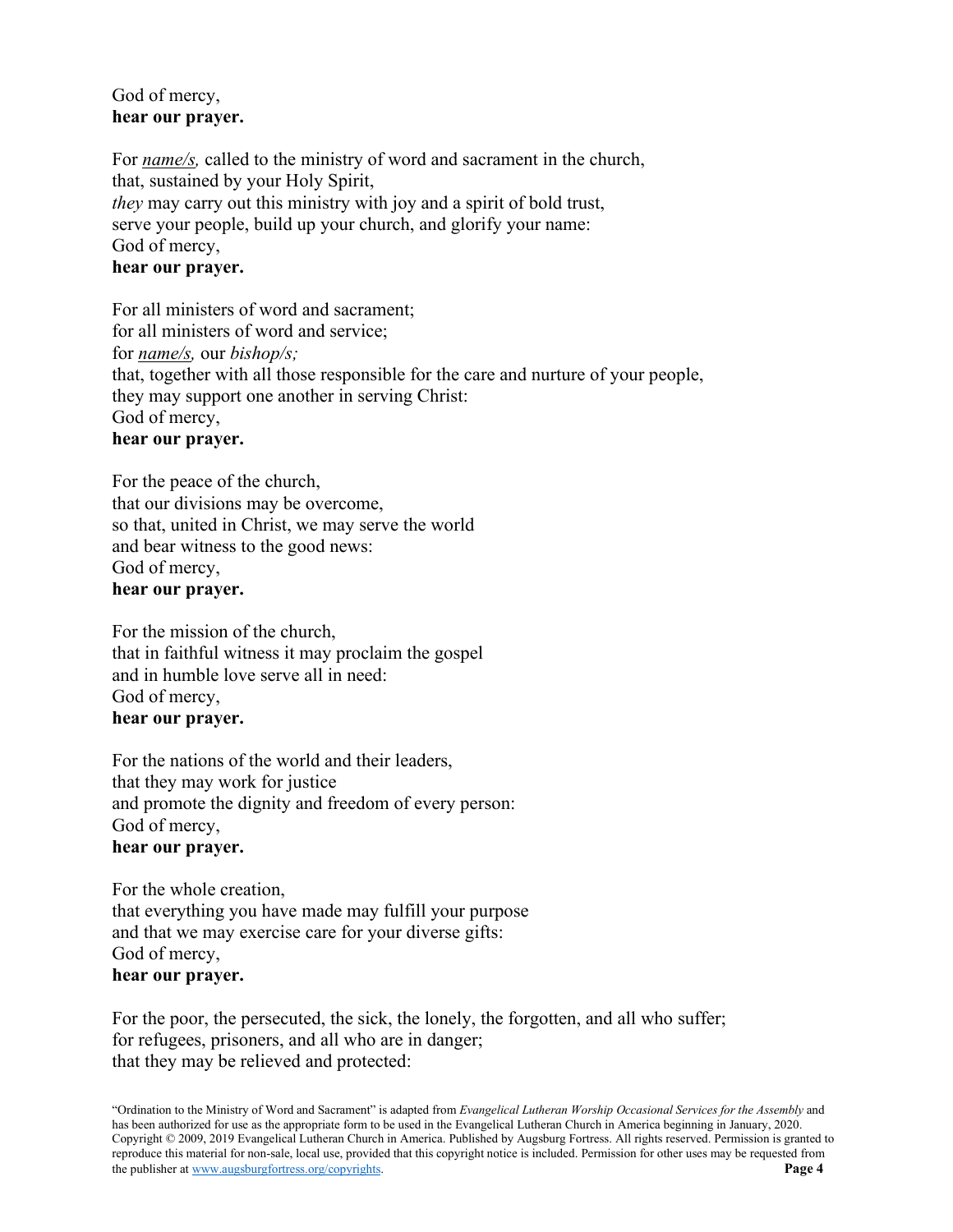God of mercy,  
**hear our prayer.**

For ***name/s,*** called to the ministry of word and sacrament in the church,  
that, sustained by your Holy Spirit,  
*they* may carry out this ministry with joy and a spirit of bold trust,  
serve your people, build up your church, and glorify your name:  
God of mercy,  
**hear our prayer.**

For all ministers of word and sacrament;  
for all ministers of word and service;  
for ***name/s,*** our *bishop/s;*  
that, together with all those responsible for the care and nurture of your people,  
they may support one another in serving Christ:  
God of mercy,  
**hear our prayer.**

For the peace of the church,  
that our divisions may be overcome,  
so that, united in Christ, we may serve the world  
and bear witness to the good news:  
God of mercy,  
**hear our prayer.**

For the mission of the church,  
that in faithful witness it may proclaim the gospel  
and in humble love serve all in need:  
God of mercy,  
**hear our prayer.**

For the nations of the world and their leaders,  
that they may work for justice  
and promote the dignity and freedom of every person:  
God of mercy,  
**hear our prayer.**

For the whole creation,  
that everything you have made may fulfill your purpose  
and that we may exercise care for your diverse gifts:  
God of mercy,  
**hear our prayer.**

For the poor, the persecuted, the sick, the lonely, the forgotten, and all who suffer;  
for refugees, prisoners, and all who are in danger;  
that they may be relieved and protected:

"Ordination to the Ministry of Word and Sacrament" is adapted from *Evangelical Lutheran Worship Occasional Services for the Assembly* and has been authorized for use as the appropriate form to be used in the Evangelical Lutheran Church in America beginning in January, 2020. Copyright © 2009, 2019 Evangelical Lutheran Church in America. Published by Augsburg Fortress. All rights reserved. Permission is granted to reproduce this material for non-sale, local use, provided that this copyright notice is included. Permission for other uses may be requested from the publisher at www.augsburgfortress.org/copyrights.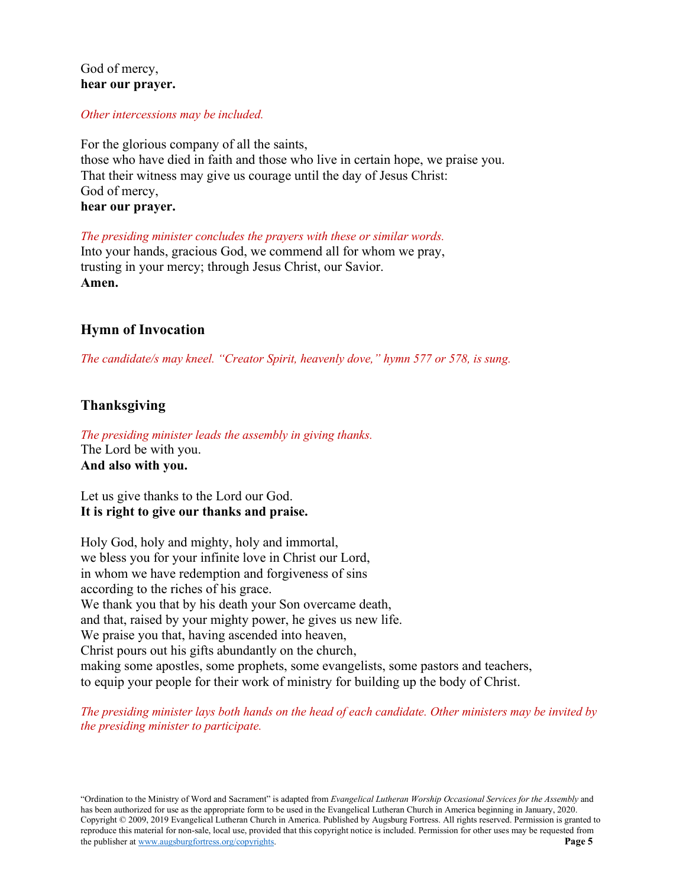God of mercy,
**hear our prayer.**

*Other intercessions may be included.*

For the glorious company of all the saints,
those who have died in faith and those who live in certain hope, we praise you.
That their witness may give us courage until the day of Jesus Christ:
God of mercy,
**hear our prayer.**

*The presiding minister concludes the prayers with these or similar words.*
Into your hands, gracious God, we commend all for whom we pray,
trusting in your mercy; through Jesus Christ, our Savior.
**Amen.**

## Hymn of Invocation

*The candidate/s may kneel. "Creator Spirit, heavenly dove," hymn 577 or 578, is sung.*

## Thanksgiving

*The presiding minister leads the assembly in giving thanks.*
The Lord be with you.
**And also with you.**

Let us give thanks to the Lord our God.
**It is right to give our thanks and praise.**

Holy God, holy and mighty, holy and immortal,
we bless you for your infinite love in Christ our Lord,
in whom we have redemption and forgiveness of sins
according to the riches of his grace.
We thank you that by his death your Son overcame death,
and that, raised by your mighty power, he gives us new life.
We praise you that, having ascended into heaven,
Christ pours out his gifts abundantly on the church,
making some apostles, some prophets, some evangelists, some pastors and teachers,
to equip your people for their work of ministry for building up the body of Christ.

*The presiding minister lays both hands on the head of each candidate. Other ministers may be invited by the presiding minister to participate.*

"Ordination to the Ministry of Word and Sacrament" is adapted from *Evangelical Lutheran Worship Occasional Services for the Assembly* and has been authorized for use as the appropriate form to be used in the Evangelical Lutheran Church in America beginning in January, 2020. Copyright © 2009, 2019 Evangelical Lutheran Church in America. Published by Augsburg Fortress. All rights reserved. Permission is granted to reproduce this material for non-sale, local use, provided that this copyright notice is included. Permission for other uses may be requested from the publisher at www.augsburgfortress.org/copyrights.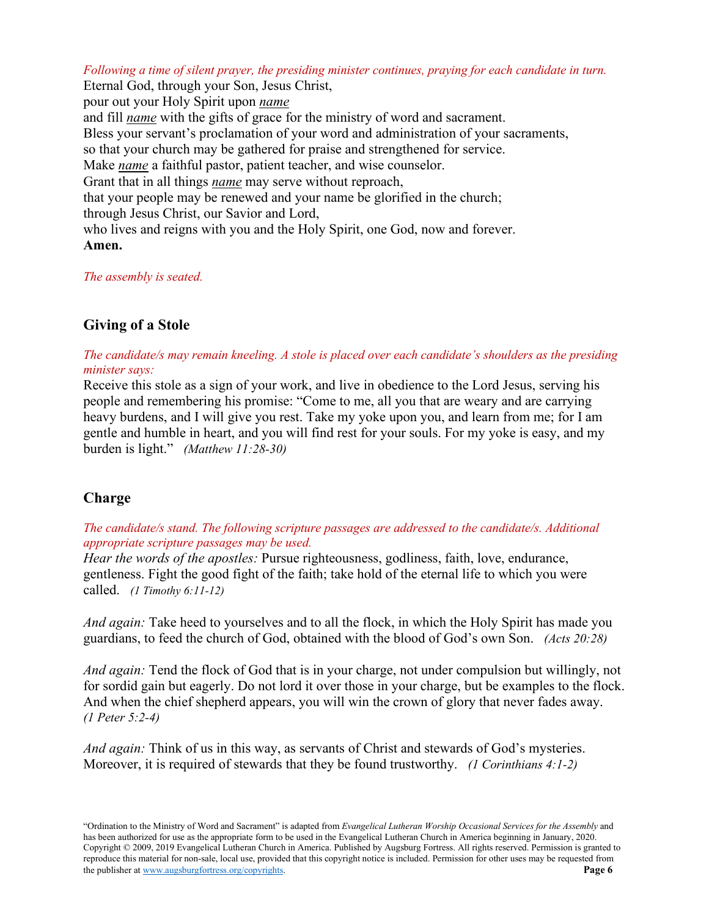*Following a time of silent prayer, the presiding minister continues, praying for each candidate in turn.*
Eternal God, through your Son, Jesus Christ,
pour out your Holy Spirit upon *name*
and fill *name* with the gifts of grace for the ministry of word and sacrament.
Bless your servant's proclamation of your word and administration of your sacraments,
so that your church may be gathered for praise and strengthened for service.
Make *name* a faithful pastor, patient teacher, and wise counselor.
Grant that in all things *name* may serve without reproach,
that your people may be renewed and your name be glorified in the church;
through Jesus Christ, our Savior and Lord,
who lives and reigns with you and the Holy Spirit, one God, now and forever.
**Amen.**

*The assembly is seated.*

## Giving of a Stole

*The candidate/s may remain kneeling. A stole is placed over each candidate's shoulders as the presiding minister says:*
Receive this stole as a sign of your work, and live in obedience to the Lord Jesus, serving his people and remembering his promise: "Come to me, all you that are weary and are carrying heavy burdens, and I will give you rest. Take my yoke upon you, and learn from me; for I am gentle and humble in heart, and you will find rest for your souls. For my yoke is easy, and my burden is light." *(Matthew 11:28-30)*

## Charge

*The candidate/s stand. The following scripture passages are addressed to the candidate/s. Additional appropriate scripture passages may be used.*
*Hear the words of the apostles:* Pursue righteousness, godliness, faith, love, endurance, gentleness. Fight the good fight of the faith; take hold of the eternal life to which you were called. *(1 Timothy 6:11-12)*

*And again:* Take heed to yourselves and to all the flock, in which the Holy Spirit has made you guardians, to feed the church of God, obtained with the blood of God's own Son. *(Acts 20:28)*

*And again:* Tend the flock of God that is in your charge, not under compulsion but willingly, not for sordid gain but eagerly. Do not lord it over those in your charge, but be examples to the flock. And when the chief shepherd appears, you will win the crown of glory that never fades away. *(1 Peter 5:2-4)*

*And again:* Think of us in this way, as servants of Christ and stewards of God's mysteries. Moreover, it is required of stewards that they be found trustworthy. *(1 Corinthians 4:1-2)*

"Ordination to the Ministry of Word and Sacrament" is adapted from *Evangelical Lutheran Worship Occasional Services for the Assembly* and has been authorized for use as the appropriate form to be used in the Evangelical Lutheran Church in America beginning in January, 2020. Copyright © 2009, 2019 Evangelical Lutheran Church in America. Published by Augsburg Fortress. All rights reserved. Permission is granted to reproduce this material for non-sale, local use, provided that this copyright notice is included. Permission for other uses may be requested from the publisher at www.augsburgfortress.org/copyrights.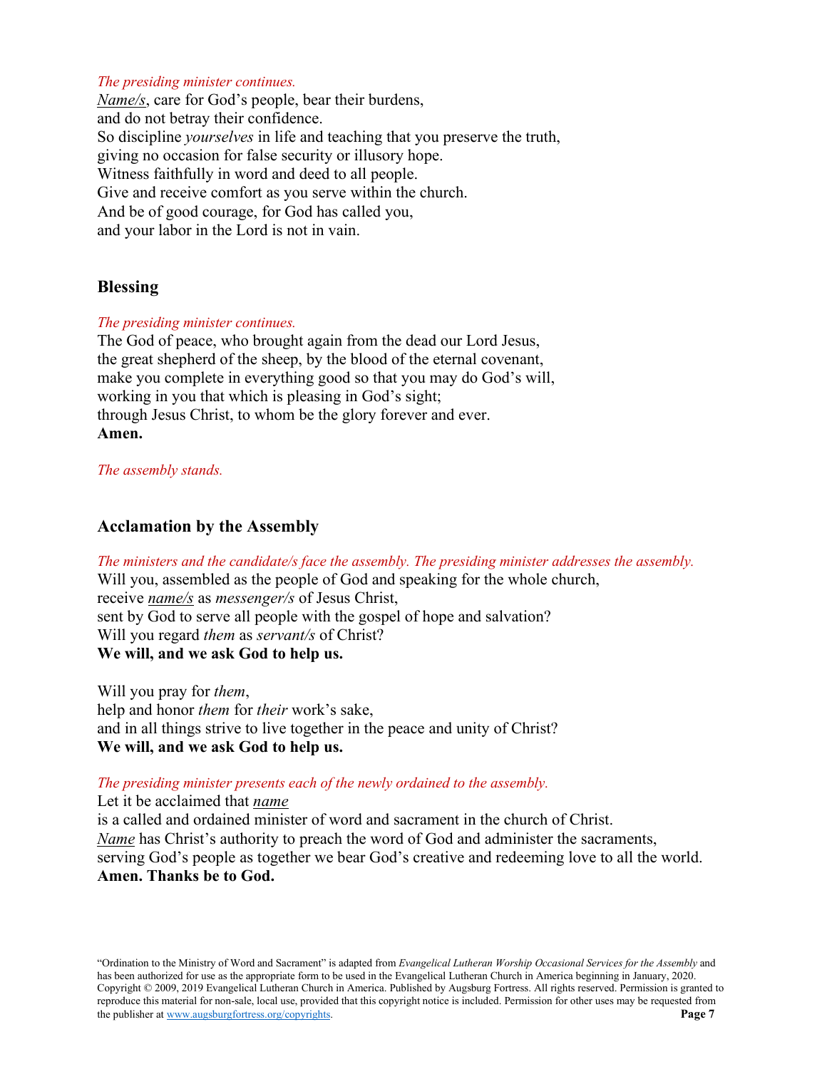*The presiding minister continues.*
<u>*Name/s*</u>, care for God's people, bear their burdens,
and do not betray their confidence.
So discipline *yourselves* in life and teaching that you preserve the truth,
giving no occasion for false security or illusory hope.
Witness faithfully in word and deed to all people.
Give and receive comfort as you serve within the church.
And be of good courage, for God has called you,
and your labor in the Lord is not in vain.

## Blessing

*The presiding minister continues.*
The God of peace, who brought again from the dead our Lord Jesus,
the great shepherd of the sheep, by the blood of the eternal covenant,
make you complete in everything good so that you may do God's will,
working in you that which is pleasing in God's sight;
through Jesus Christ, to whom be the glory forever and ever.
**Amen.**

*The assembly stands.*

## Acclamation by the Assembly

*The ministers and the candidate/s face the assembly. The presiding minister addresses the assembly.*
Will you, assembled as the people of God and speaking for the whole church,
receive <u>*name/s*</u> as *messenger/s* of Jesus Christ,
sent by God to serve all people with the gospel of hope and salvation?
Will you regard *them* as *servant/s* of Christ?
**We will, and we ask God to help us.**

Will you pray for *them*,
help and honor *them* for *their* work's sake,
and in all things strive to live together in the peace and unity of Christ?
**We will, and we ask God to help us.**

*The presiding minister presents each of the newly ordained to the assembly.*
Let it be acclaimed that <u>*name*</u>
is a called and ordained minister of word and sacrament in the church of Christ.
<u>*Name*</u> has Christ's authority to preach the word of God and administer the sacraments,
serving God's people as together we bear God's creative and redeeming love to all the world.
**Amen. Thanks be to God.**

"Ordination to the Ministry of Word and Sacrament" is adapted from *Evangelical Lutheran Worship Occasional Services for the Assembly* and has been authorized for use as the appropriate form to be used in the Evangelical Lutheran Church in America beginning in January, 2020. Copyright © 2009, 2019 Evangelical Lutheran Church in America. Published by Augsburg Fortress. All rights reserved. Permission is granted to reproduce this material for non-sale, local use, provided that this copyright notice is included. Permission for other uses may be requested from the publisher at www.augsburgfortress.org/copyrights.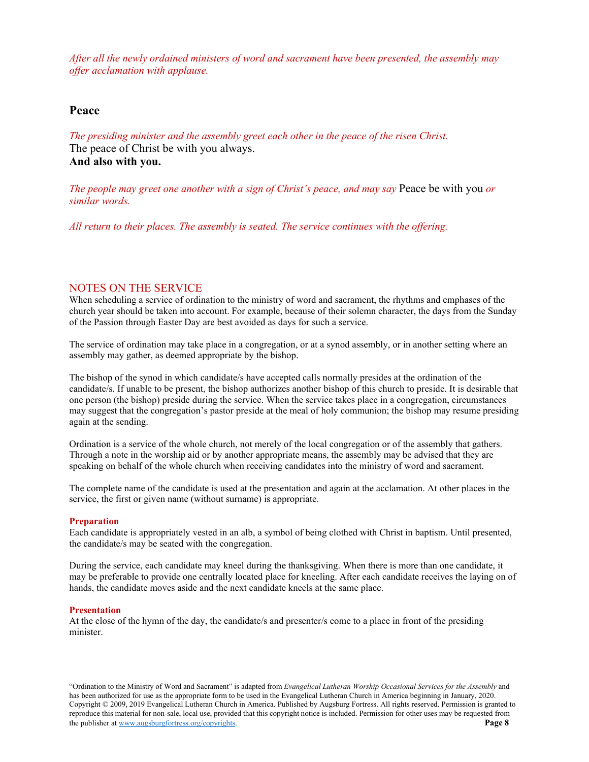*After all the newly ordained ministers of word and sacrament have been presented, the assembly may offer acclamation with applause.*

## Peace

*The presiding minister and the assembly greet each other in the peace of the risen Christ.*
The peace of Christ be with you always.
**And also with you.**

*The people may greet one another with a sign of Christ's peace, and may say* Peace be with you *or similar words.*

*All return to their places. The assembly is seated. The service continues with the offering.*

## NOTES ON THE SERVICE

When scheduling a service of ordination to the ministry of word and sacrament, the rhythms and emphases of the church year should be taken into account. For example, because of their solemn character, the days from the Sunday of the Passion through Easter Day are best avoided as days for such a service.

The service of ordination may take place in a congregation, or at a synod assembly, or in another setting where an assembly may gather, as deemed appropriate by the bishop.

The bishop of the synod in which candidate/s have accepted calls normally presides at the ordination of the candidate/s. If unable to be present, the bishop authorizes another bishop of this church to preside. It is desirable that one person (the bishop) preside during the service. When the service takes place in a congregation, circumstances may suggest that the congregation's pastor preside at the meal of holy communion; the bishop may resume presiding again at the sending.

Ordination is a service of the whole church, not merely of the local congregation or of the assembly that gathers. Through a note in the worship aid or by another appropriate means, the assembly may be advised that they are speaking on behalf of the whole church when receiving candidates into the ministry of word and sacrament.

The complete name of the candidate is used at the presentation and again at the acclamation. At other places in the service, the first or given name (without surname) is appropriate.

### Preparation

Each candidate is appropriately vested in an alb, a symbol of being clothed with Christ in baptism. Until presented, the candidate/s may be seated with the congregation.

During the service, each candidate may kneel during the thanksgiving. When there is more than one candidate, it may be preferable to provide one centrally located place for kneeling. After each candidate receives the laying on of hands, the candidate moves aside and the next candidate kneels at the same place.

### Presentation

At the close of the hymn of the day, the candidate/s and presenter/s come to a place in front of the presiding minister.

"Ordination to the Ministry of Word and Sacrament" is adapted from *Evangelical Lutheran Worship Occasional Services for the Assembly* and has been authorized for use as the appropriate form to be used in the Evangelical Lutheran Church in America beginning in January, 2020. Copyright © 2009, 2019 Evangelical Lutheran Church in America. Published by Augsburg Fortress. All rights reserved. Permission is granted to reproduce this material for non-sale, local use, provided that this copyright notice is included. Permission for other uses may be requested from the publisher at www.augsburgfortress.org/copyrights.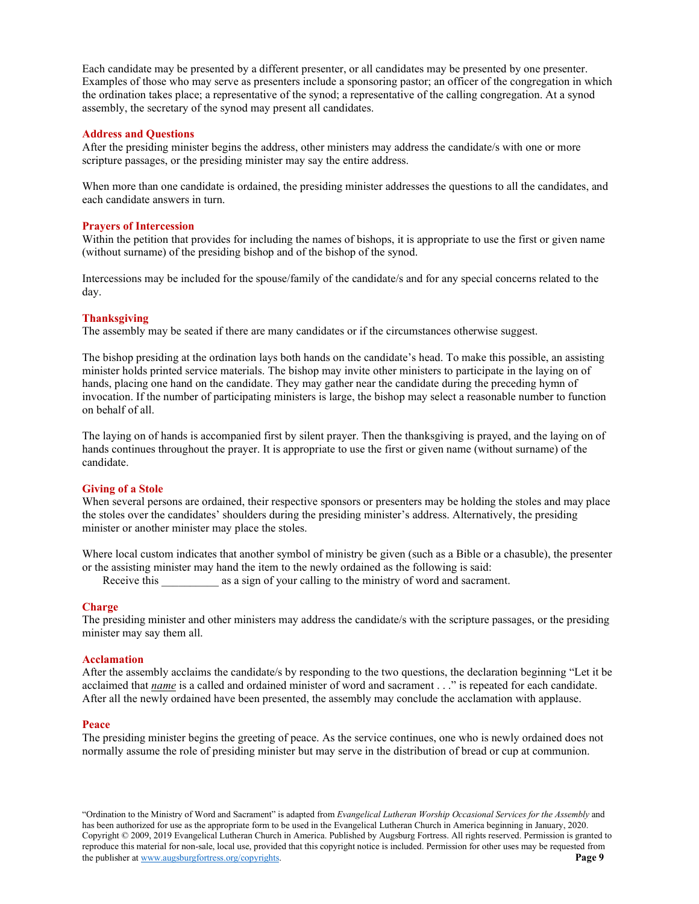Each candidate may be presented by a different presenter, or all candidates may be presented by one presenter. Examples of those who may serve as presenters include a sponsoring pastor; an officer of the congregation in which the ordination takes place; a representative of the synod; a representative of the calling congregation. At a synod assembly, the secretary of the synod may present all candidates.

### Address and Questions

After the presiding minister begins the address, other ministers may address the candidate/s with one or more scripture passages, or the presiding minister may say the entire address.

When more than one candidate is ordained, the presiding minister addresses the questions to all the candidates, and each candidate answers in turn.

### Prayers of Intercession

Within the petition that provides for including the names of bishops, it is appropriate to use the first or given name (without surname) of the presiding bishop and of the bishop of the synod.

Intercessions may be included for the spouse/family of the candidate/s and for any special concerns related to the day.

### Thanksgiving

The assembly may be seated if there are many candidates or if the circumstances otherwise suggest.

The bishop presiding at the ordination lays both hands on the candidate's head. To make this possible, an assisting minister holds printed service materials. The bishop may invite other ministers to participate in the laying on of hands, placing one hand on the candidate. They may gather near the candidate during the preceding hymn of invocation. If the number of participating ministers is large, the bishop may select a reasonable number to function on behalf of all.

The laying on of hands is accompanied first by silent prayer. Then the thanksgiving is prayed, and the laying on of hands continues throughout the prayer. It is appropriate to use the first or given name (without surname) of the candidate.

### Giving of a Stole

When several persons are ordained, their respective sponsors or presenters may be holding the stoles and may place the stoles over the candidates' shoulders during the presiding minister's address. Alternatively, the presiding minister or another minister may place the stoles.

Where local custom indicates that another symbol of ministry be given (such as a Bible or a chasuble), the presenter or the assisting minister may hand the item to the newly ordained as the following is said:

Receive this __________ as a sign of your calling to the ministry of word and sacrament.

### Charge

The presiding minister and other ministers may address the candidate/s with the scripture passages, or the presiding minister may say them all.

### Acclamation

After the assembly acclaims the candidate/s by responding to the two questions, the declaration beginning "Let it be acclaimed that *name* is a called and ordained minister of word and sacrament . . ." is repeated for each candidate. After all the newly ordained have been presented, the assembly may conclude the acclamation with applause.

### Peace

The presiding minister begins the greeting of peace. As the service continues, one who is newly ordained does not normally assume the role of presiding minister but may serve in the distribution of bread or cup at communion.

"Ordination to the Ministry of Word and Sacrament" is adapted from *Evangelical Lutheran Worship Occasional Services for the Assembly* and has been authorized for use as the appropriate form to be used in the Evangelical Lutheran Church in America beginning in January, 2020. Copyright © 2009, 2019 Evangelical Lutheran Church in America. Published by Augsburg Fortress. All rights reserved. Permission is granted to reproduce this material for non-sale, local use, provided that this copyright notice is included. Permission for other uses may be requested from the publisher at www.augsburgfortress.org/copyrights.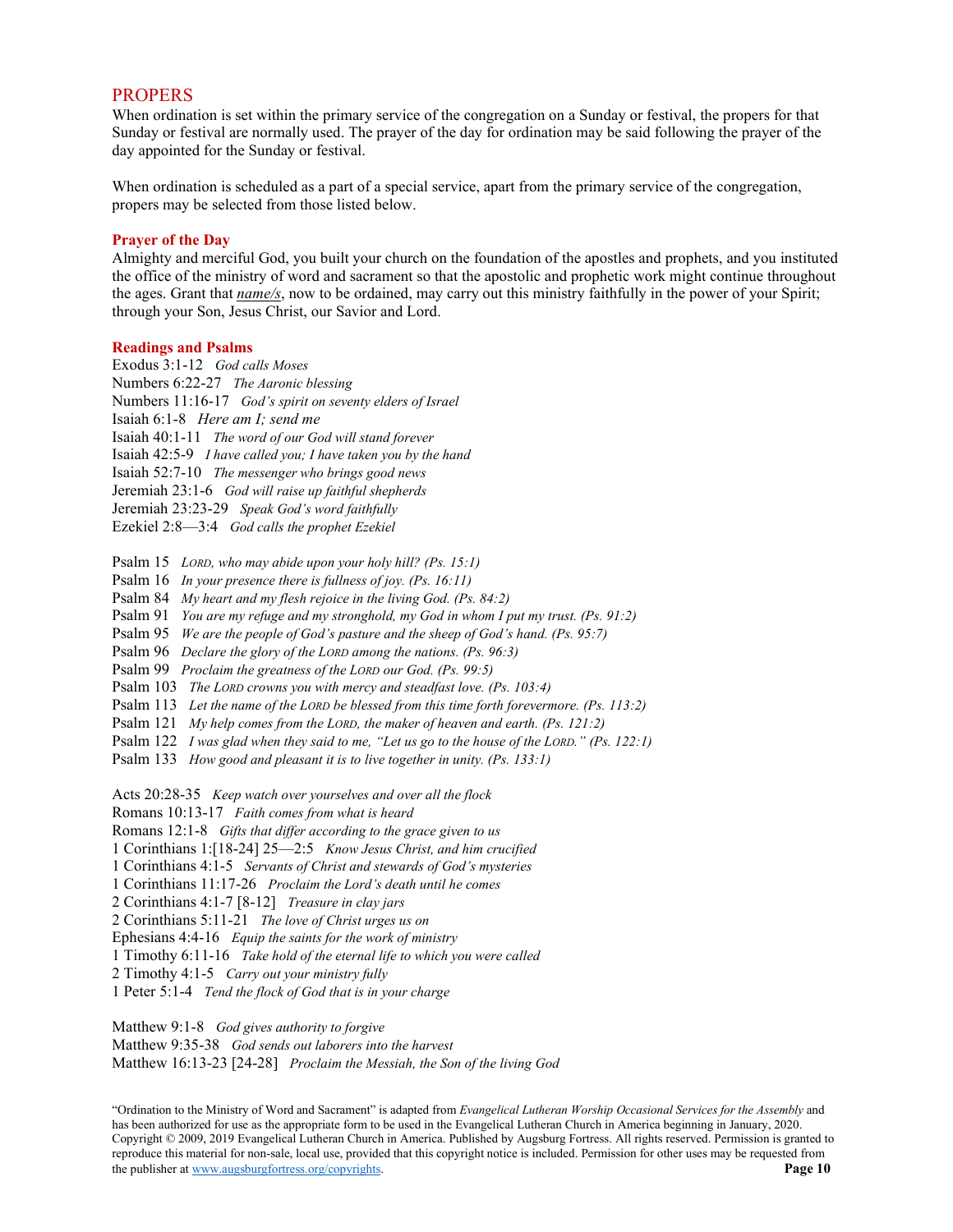## PROPERS

When ordination is set within the primary service of the congregation on a Sunday or festival, the propers for that Sunday or festival are normally used. The prayer of the day for ordination may be said following the prayer of the day appointed for the Sunday or festival.

When ordination is scheduled as a part of a special service, apart from the primary service of the congregation, propers may be selected from those listed below.

### Prayer of the Day

Almighty and merciful God, you built your church on the foundation of the apostles and prophets, and you instituted the office of the ministry of word and sacrament so that the apostolic and prophetic work might continue throughout the ages. Grant that *name/s*, now to be ordained, may carry out this ministry faithfully in the power of your Spirit; through your Son, Jesus Christ, our Savior and Lord.

### Readings and Psalms

Exodus 3:1-12 *God calls Moses*
Numbers 6:22-27 *The Aaronic blessing*
Numbers 11:16-17 *God's spirit on seventy elders of Israel*
Isaiah 6:1-8 *Here am I; send me*
Isaiah 40:1-11 *The word of our God will stand forever*
Isaiah 42:5-9 *I have called you; I have taken you by the hand*
Isaiah 52:7-10 *The messenger who brings good news*
Jeremiah 23:1-6 *God will raise up faithful shepherds*
Jeremiah 23:23-29 *Speak God's word faithfully*
Ezekiel 2:8—3:4 *God calls the prophet Ezekiel*

Psalm 15 *LORD, who may abide upon your holy hill? (Ps. 15:1)*
Psalm 16 *In your presence there is fullness of joy. (Ps. 16:11)*
Psalm 84 *My heart and my flesh rejoice in the living God. (Ps. 84:2)*
Psalm 91 *You are my refuge and my stronghold, my God in whom I put my trust. (Ps. 91:2)*
Psalm 95 *We are the people of God's pasture and the sheep of God's hand. (Ps. 95:7)*
Psalm 96 *Declare the glory of the LORD among the nations. (Ps. 96:3)*
Psalm 99 *Proclaim the greatness of the LORD our God. (Ps. 99:5)*
Psalm 103 *The LORD crowns you with mercy and steadfast love. (Ps. 103:4)*
Psalm 113 *Let the name of the LORD be blessed from this time forth forevermore. (Ps. 113:2)*
Psalm 121 *My help comes from the LORD, the maker of heaven and earth. (Ps. 121:2)*
Psalm 122 *I was glad when they said to me, "Let us go to the house of the LORD." (Ps. 122:1)*
Psalm 133 *How good and pleasant it is to live together in unity. (Ps. 133:1)*

Acts 20:28-35 *Keep watch over yourselves and over all the flock*
Romans 10:13-17 *Faith comes from what is heard*
Romans 12:1-8 *Gifts that differ according to the grace given to us*
1 Corinthians 1:[18-24] 25—2:5 *Know Jesus Christ, and him crucified*
1 Corinthians 4:1-5 *Servants of Christ and stewards of God's mysteries*
1 Corinthians 11:17-26 *Proclaim the Lord's death until he comes*
2 Corinthians 4:1-7 [8-12] *Treasure in clay jars*
2 Corinthians 5:11-21 *The love of Christ urges us on*
Ephesians 4:4-16 *Equip the saints for the work of ministry*
1 Timothy 6:11-16 *Take hold of the eternal life to which you were called*
2 Timothy 4:1-5 *Carry out your ministry fully*
1 Peter 5:1-4 *Tend the flock of God that is in your charge*

Matthew 9:1-8 *God gives authority to forgive*
Matthew 9:35-38 *God sends out laborers into the harvest*
Matthew 16:13-23 [24-28] *Proclaim the Messiah, the Son of the living God*

"Ordination to the Ministry of Word and Sacrament" is adapted from *Evangelical Lutheran Worship Occasional Services for the Assembly* and has been authorized for use as the appropriate form to be used in the Evangelical Lutheran Church in America beginning in January, 2020. Copyright © 2009, 2019 Evangelical Lutheran Church in America. Published by Augsburg Fortress. All rights reserved. Permission is granted to reproduce this material for non-sale, local use, provided that this copyright notice is included. Permission for other uses may be requested from the publisher at www.augsburgfortress.org/copyrights.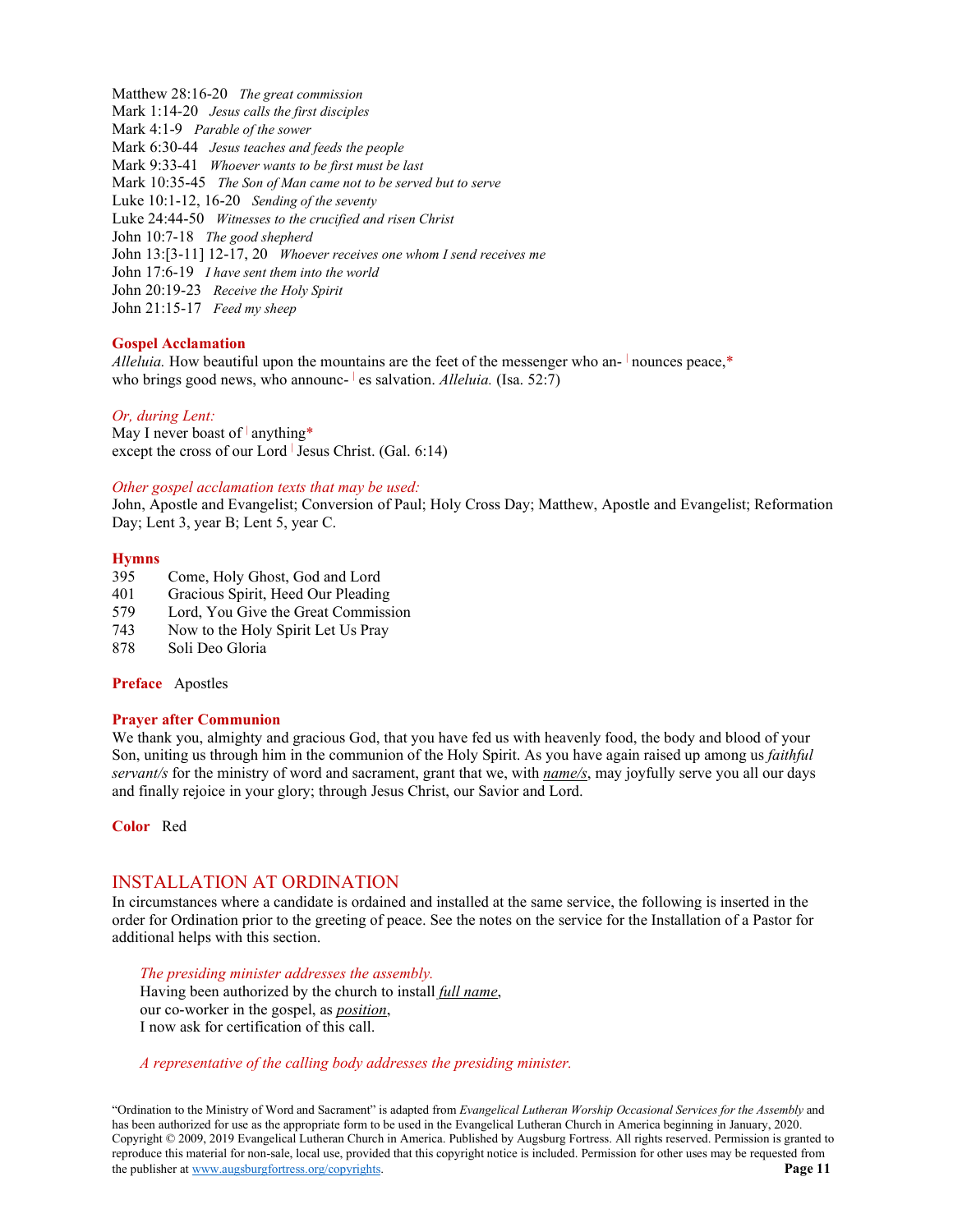Matthew 28:16-20 *The great commission*
Mark 1:14-20 *Jesus calls the first disciples*
Mark 4:1-9 *Parable of the sower*
Mark 6:30-44 *Jesus teaches and feeds the people*
Mark 9:33-41 *Whoever wants to be first must be last*
Mark 10:35-45 *The Son of Man came not to be served but to serve*
Luke 10:1-12, 16-20 *Sending of the seventy*
Luke 24:44-50 *Witnesses to the crucified and risen Christ*
John 10:7-18 *The good shepherd*
John 13:[3-11] 12-17, 20 *Whoever receives one whom I send receives me*
John 17:6-19 *I have sent them into the world*
John 20:19-23 *Receive the Holy Spirit*
John 21:15-17 *Feed my sheep*

**Gospel Acclamation**
*Alleluia.* How beautiful upon the mountains are the feet of the messenger who an- | nounces peace,*
who brings good news, who announc- | es salvation. *Alleluia.* (Isa. 52:7)

*Or, during Lent:*
May I never boast of | anything*
except the cross of our Lord | Jesus Christ. (Gal. 6:14)

*Other gospel acclamation texts that may be used:*
John, Apostle and Evangelist; Conversion of Paul; Holy Cross Day; Matthew, Apostle and Evangelist; Reformation Day; Lent 3, year B; Lent 5, year C.

**Hymns**
395 Come, Holy Ghost, God and Lord
401 Gracious Spirit, Heed Our Pleading
579 Lord, You Give the Great Commission
743 Now to the Holy Spirit Let Us Pray
878 Soli Deo Gloria

**Preface** Apostles

**Prayer after Communion**
We thank you, almighty and gracious God, that you have fed us with heavenly food, the body and blood of your Son, uniting us through him in the communion of the Holy Spirit. As you have again raised up among us *faithful servant/s* for the ministry of word and sacrament, grant that we, with ***name/s***, may joyfully serve you all our days and finally rejoice in your glory; through Jesus Christ, our Savior and Lord.

**Color** Red

## INSTALLATION AT ORDINATION

In circumstances where a candidate is ordained and installed at the same service, the following is inserted in the order for Ordination prior to the greeting of peace. See the notes on the service for the Installation of a Pastor for additional helps with this section.

*The presiding minister addresses the assembly.*
Having been authorized by the church to install ***full name***,
our co-worker in the gospel, as ***position***,
I now ask for certification of this call.

*A representative of the calling body addresses the presiding minister.*

"Ordination to the Ministry of Word and Sacrament" is adapted from *Evangelical Lutheran Worship Occasional Services for the Assembly* and has been authorized for use as the appropriate form to be used in the Evangelical Lutheran Church in America beginning in January, 2020. Copyright © 2009, 2019 Evangelical Lutheran Church in America. Published by Augsburg Fortress. All rights reserved. Permission is granted to reproduce this material for non-sale, local use, provided that this copyright notice is included. Permission for other uses may be requested from the publisher at www.augsburgfortress.org/copyrights.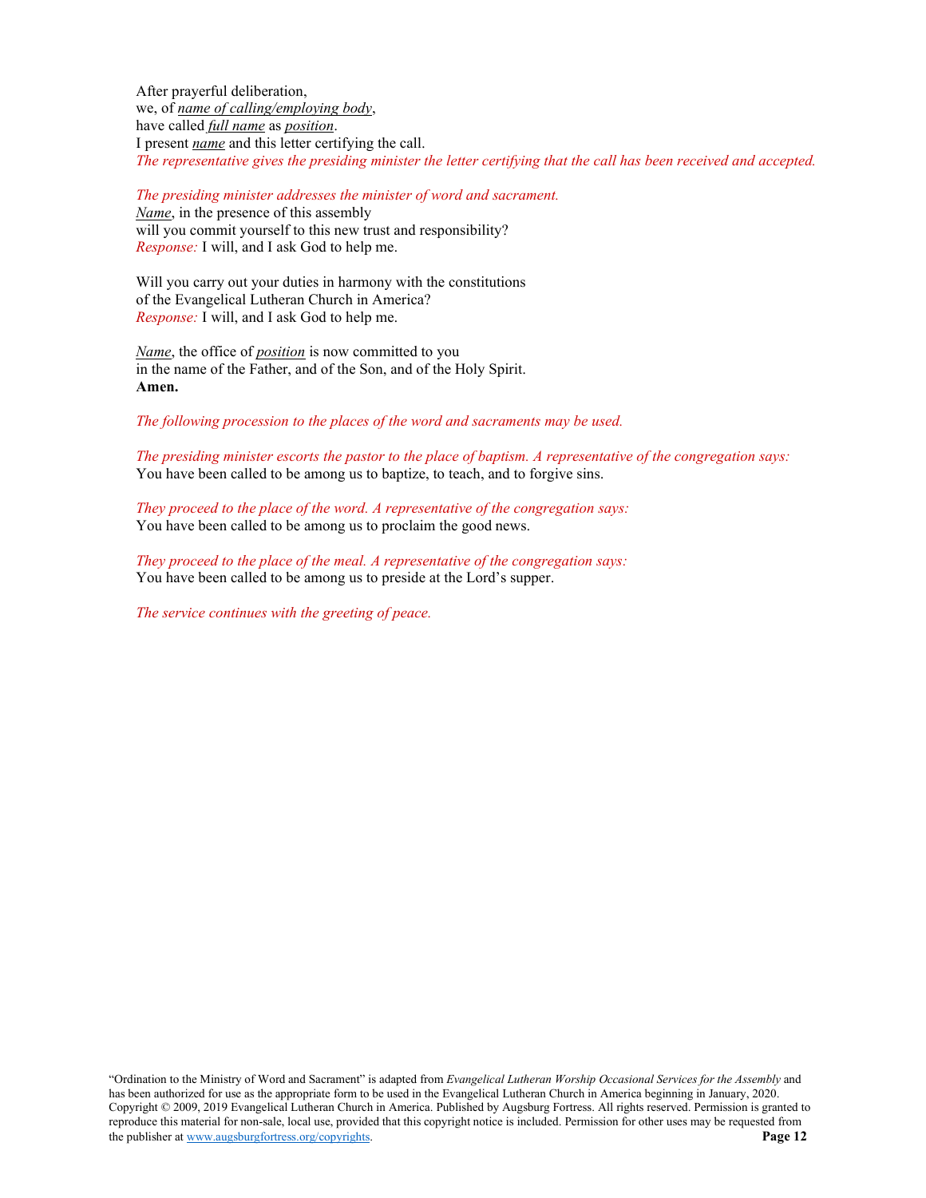After prayerful deliberation,
we, of *name of calling/employing body*,
have called *full name* as *position*.
I present *name* and this letter certifying the call.
*The representative gives the presiding minister the letter certifying that the call has been received and accepted.*

*The presiding minister addresses the minister of word and sacrament.*
*Name*, in the presence of this assembly
will you commit yourself to this new trust and responsibility?
*Response:* I will, and I ask God to help me.

Will you carry out your duties in harmony with the constitutions
of the Evangelical Lutheran Church in America?
*Response:* I will, and I ask God to help me.

*Name*, the office of *position* is now committed to you
in the name of the Father, and of the Son, and of the Holy Spirit.
**Amen.**

*The following procession to the places of the word and sacraments may be used.*

*The presiding minister escorts the pastor to the place of baptism. A representative of the congregation says:*
You have been called to be among us to baptize, to teach, and to forgive sins.

*They proceed to the place of the word. A representative of the congregation says:*
You have been called to be among us to proclaim the good news.

*They proceed to the place of the meal. A representative of the congregation says:*
You have been called to be among us to preside at the Lord's supper.

*The service continues with the greeting of peace.*

"Ordination to the Ministry of Word and Sacrament" is adapted from *Evangelical Lutheran Worship Occasional Services for the Assembly* and has been authorized for use as the appropriate form to be used in the Evangelical Lutheran Church in America beginning in January, 2020. Copyright © 2009, 2019 Evangelical Lutheran Church in America. Published by Augsburg Fortress. All rights reserved. Permission is granted to reproduce this material for non-sale, local use, provided that this copyright notice is included. Permission for other uses may be requested from the publisher at www.augsburgfortress.org/copyrights.